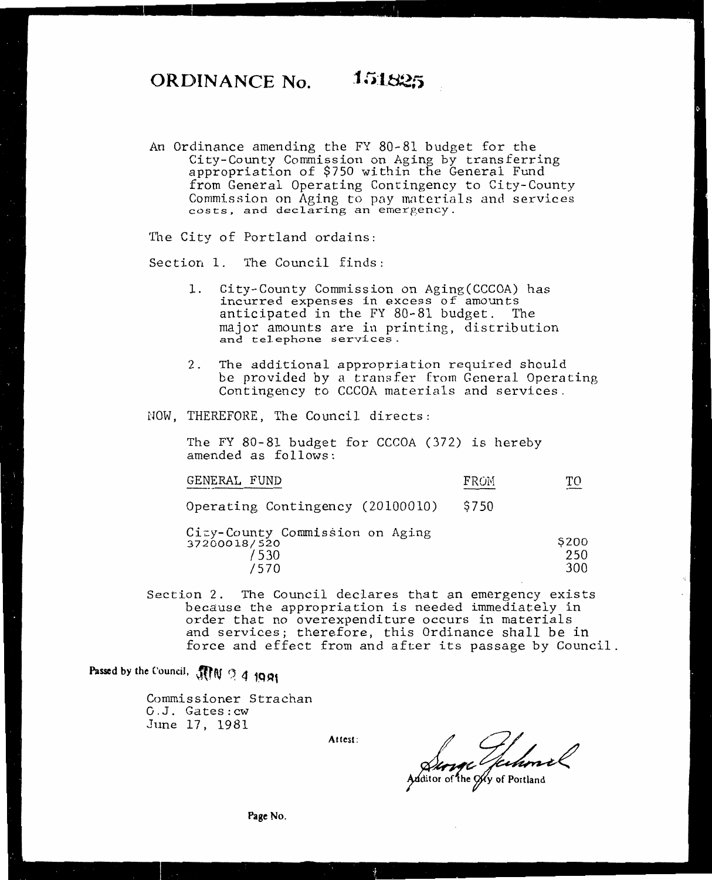# ORDINANCE No. 151825

An Ordinance amending the FY 80-81 budget for the City-County Commission on Aging by transferring appropriation of $750 within the General Fund from General Operating Contingency to City-County Commission on Aging to pay materials and services costs, and declaring an emergency.

The City of Portland ordains:

Section 1. The Council finds:

1. City-County Commission on Aging(CCCOA) has incurred expenses in excess of amounts anticipated in the FY 80-81 budget. The major amounts are in printing, distribution and telephone services.

2. The additional appropriation required should be provided by a transfer from General Operating Contingency to CCCOA materials and services.

NOW, THEREFORE, The Council directs:

The FY 80-81 budget for CCCOA (372) is hereby amended as follows:

| GENERAL FUND | FROM | TO |
|---|---|---|
| Operating Contingency (20100010) | $750 | |
| City-County Commission on Aging | | |
| 37200018/520 | | $200 |
| /530 | | 250 |
| /570 | | 300 |

Section 2. The Council declares that an emergency exists because the appropriation is needed immediately in order that no overexpenditure occurs in materials and services; therefore, this Ordinance shall be in force and effect from and after its passage by Council.

Passed by the Council, JUN 24 1981

Commissioner Strachan
C.J. Gates:cw
June 17, 1981

Attest:

Auditor of the City of Portland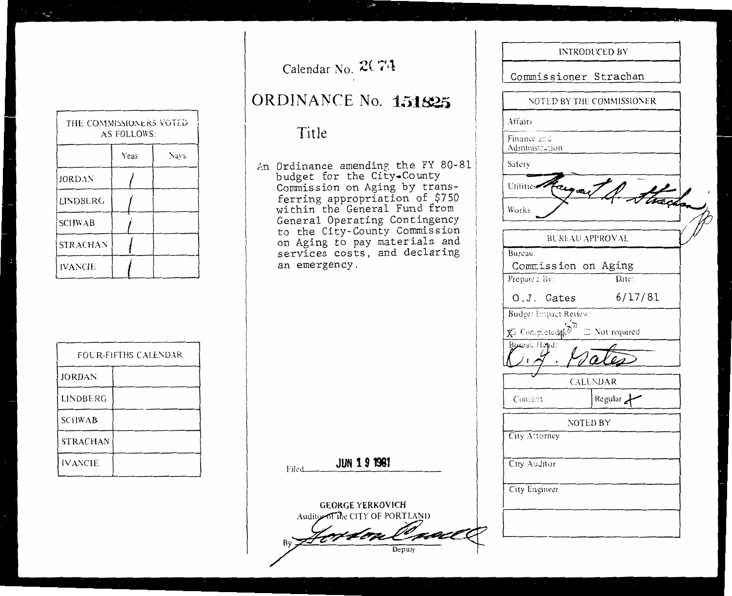Calendar No. 2074

# ORDINANCE No. 151825

## Title

An Ordinance amending the FY 80-81 budget for the City-County Commission on Aging by transferring appropriation of $750 within the General Fund from General Operating Contingency to the City-County Commission on Aging to pay materials and services costs, and declaring an emergency.

Filed JUN 19 1981

GEORGE YERKOVICH
Auditor of the CITY OF PORTLAND

By Gordon Bruce
Deputy

| THE COMMISSIONERS VOTED AS FOLLOWS: | | |
|---|---|---|
| | Yeas | Nays |
| JORDAN | / | |
| LINDBERG | / | |
| SCHWAB | / | |
| STRACHAN | / | |
| IVANCIE | / | |

| FOUR-FIFTHS CALENDAR | |
|---|---|
| JORDAN | |
| LINDBERG | |
| SCHWAB | |
| STRACHAN | |
| IVANCIE | |

| INTRODUCED BY |
|---|
| Commissioner Strachan |

| NOTED BY THE COMMISSIONER |
|---|
| Affairs |
| Finance and Administration |
| Safety |
| Utilities Margaret A. Strachan |
| Works |

| BUREAU APPROVAL | |
|---|---|
| Bureau: Commission on Aging | |
| Prepared By: O.J. Gates | Date: 6/17/81 |
| Budget Impact Review: ☒ Completed ☐ Not required | |
| Bureau Head: O. J. Gates | |

| CALENDAR | |
|---|---|
| Consent | Regular X |

| NOTED BY |
|---|
| City Attorney |
| City Auditor |
| City Engineer |
| |